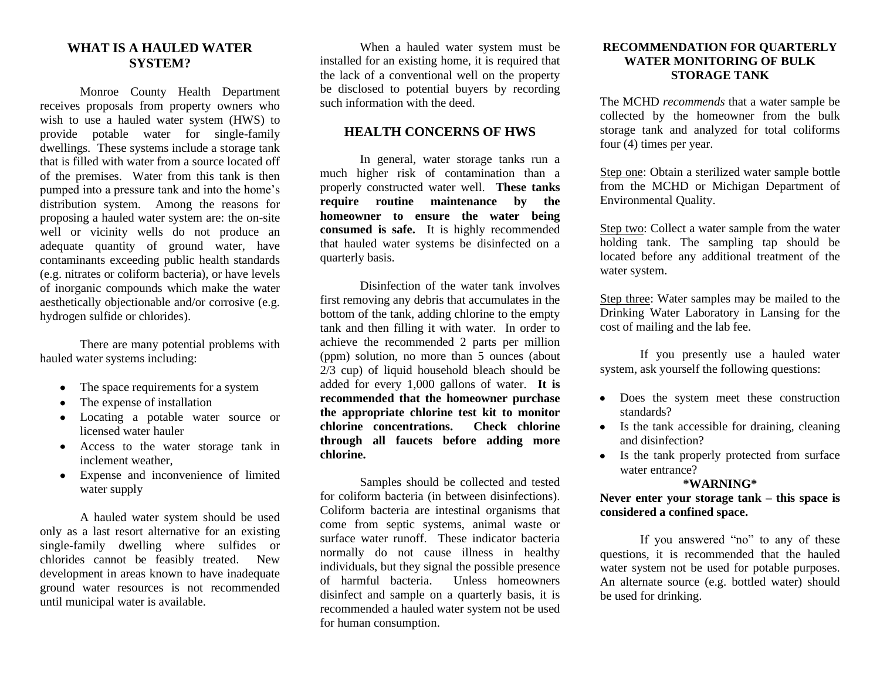## WHAT IS A HAULED WATER SYSTEM?

Monroe County Health Department receives proposals from property owners who wish to use a hauled water system (HWS) to provide potable water for single-family dwellings. These systems include a storage tank that is filled with water from a source located off of the premises. Water from this tank is then pumped into a pressure tank and into the home's distribution system. Among the reasons for proposing a hauled water system are: the on-site well or vicinity wells do not produce an adequate quantity of ground water, have contaminants exceeding public health standards (e.g. nitrates or coliform bacteria), or have levels of inorganic compounds which make the water aesthetically objectionable and/or corrosive (e.g. hydrogen sulfide or chlorides).

There are many potential problems with hauled water systems including:

- The space requirements for a system
- The expense of installation
- Locating a potable water source or licensed water hauler
- Access to the water storage tank in inclement weather,
- Expense and inconvenience of limited water supply

A hauled water system should be used only as a last resort alternative for an existing single-family dwelling where sulfides or chlorides cannot be feasibly treated. New development in areas known to have inadequate ground water resources is not recommended until municipal water is available.

When a hauled water system must be installed for an existing home, it is required that the lack of a conventional well on the property be disclosed to potential buyers by recording such information with the deed.

## HEALTH CONCERNS OF HWS

In general, water storage tanks run a much higher risk of contamination than a properly constructed water well. **These tanks require routine maintenance by the homeowner to ensure the water being consumed is safe.** It is highly recommended that hauled water systems be disinfected on a quarterly basis.

Disinfection of the water tank involves first removing any debris that accumulates in the bottom of the tank, adding chlorine to the empty tank and then filling it with water. In order to achieve the recommended 2 parts per million (ppm) solution, no more than 5 ounces (about 2/3 cup) of liquid household bleach should be added for every 1,000 gallons of water. **It is recommended that the homeowner purchase the appropriate chlorine test kit to monitor chlorine concentrations. Check chlorine through all faucets before adding more chlorine.**

Samples should be collected and tested for coliform bacteria (in between disinfections). Coliform bacteria are intestinal organisms that come from septic systems, animal waste or surface water runoff. These indicator bacteria normally do not cause illness in healthy individuals, but they signal the possible presence of harmful bacteria. Unless homeowners disinfect and sample on a quarterly basis, it is recommended a hauled water system not be used for human consumption.

### RECOMMENDATION FOR QUARTERLY WATER MONITORING OF BULK STORAGE TANK

The MCHD *recommends* that a water sample be collected by the homeowner from the bulk storage tank and analyzed for total coliforms four (4) times per year.

Step one: Obtain a sterilized water sample bottle from the MCHD or Michigan Department of Environmental Quality.

Step two: Collect a water sample from the water holding tank. The sampling tap should be located before any additional treatment of the water system.

Step three: Water samples may be mailed to the Drinking Water Laboratory in Lansing for the cost of mailing and the lab fee.

If you presently use a hauled water system, ask yourself the following questions:

- Does the system meet these construction standards?
- Is the tank accessible for draining, cleaning and disinfection?
- Is the tank properly protected from surface water entrance?

**\*WARNING\***

**Never enter your storage tank – this space is considered a confined space.**

If you answered "no" to any of these questions, it is recommended that the hauled water system not be used for potable purposes. An alternate source (e.g. bottled water) should be used for drinking.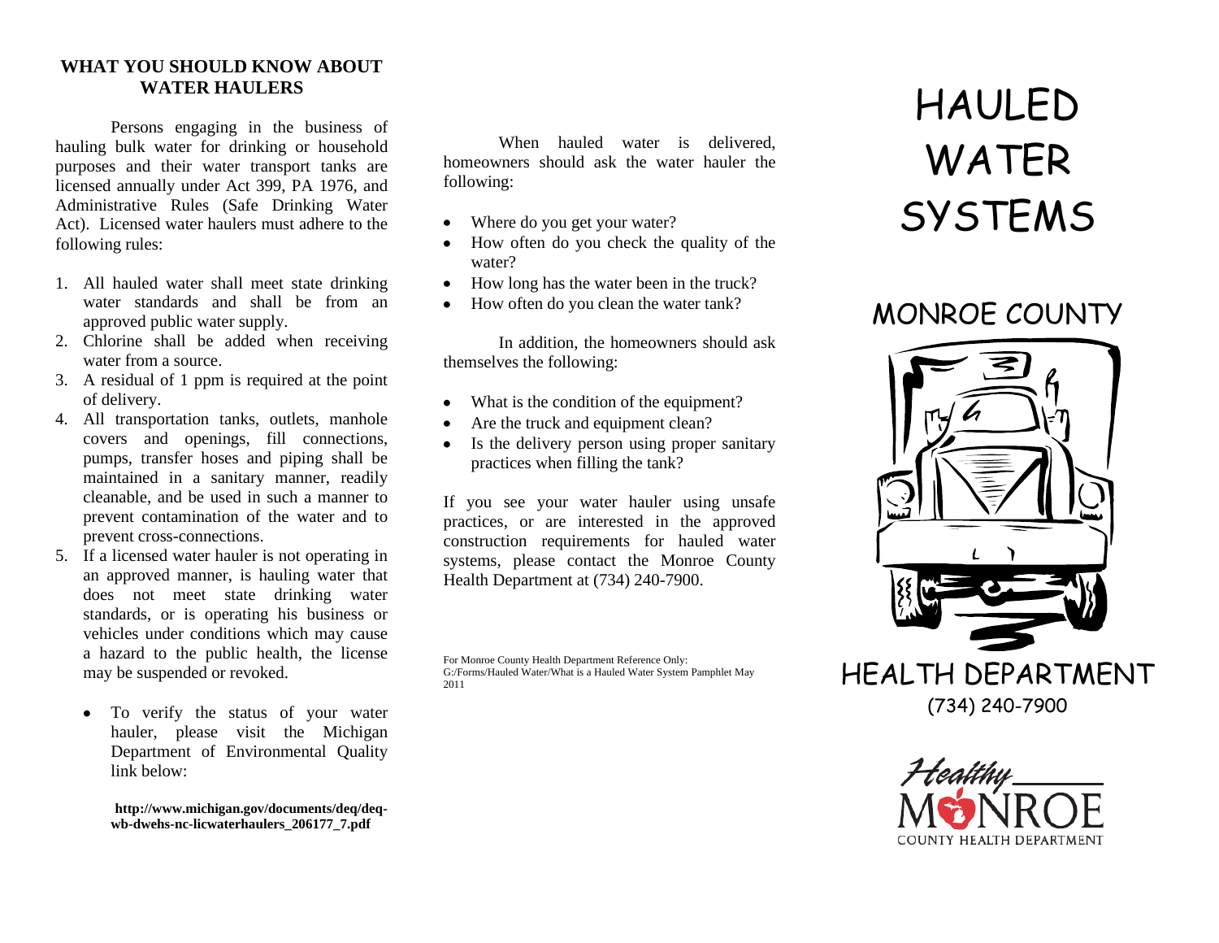## WHAT YOU SHOULD KNOW ABOUT WATER HAULERS

Persons engaging in the business of hauling bulk water for drinking or household purposes and their water transport tanks are licensed annually under Act 399, PA 1976, and Administrative Rules (Safe Drinking Water Act). Licensed water haulers must adhere to the following rules:

1. All hauled water shall meet state drinking water standards and shall be from an approved public water supply.
2. Chlorine shall be added when receiving water from a source.
3. A residual of 1 ppm is required at the point of delivery.
4. All transportation tanks, outlets, manhole covers and openings, fill connections, pumps, transfer hoses and piping shall be maintained in a sanitary manner, readily cleanable, and be used in such a manner to prevent contamination of the water and to prevent cross-connections.
5. If a licensed water hauler is not operating in an approved manner, is hauling water that does not meet state drinking water standards, or is operating his business or vehicles under conditions which may cause a hazard to the public health, the license may be suspended or revoked.

   - To verify the status of your water hauler, please visit the Michigan Department of Environmental Quality link below:

     **http://www.michigan.gov/documents/deq/deq-wb-dwehs-nc-licwaterhaulers_206177_7.pdf**

When hauled water is delivered, homeowners should ask the water hauler the following:

- Where do you get your water?
- How often do you check the quality of the water?
- How long has the water been in the truck?
- How often do you clean the water tank?

In addition, the homeowners should ask themselves the following:

- What is the condition of the equipment?
- Are the truck and equipment clean?
- Is the delivery person using proper sanitary practices when filling the tank?

If you see your water hauler using unsafe practices, or are interested in the approved construction requirements for hauled water systems, please contact the Monroe County Health Department at (734) 240-7900.

For Monroe County Health Department Reference Only:
G:/Forms/Hauled Water/What is a Hauled Water System Pamphlet May 2011

# HAULED WATER SYSTEMS

## MONROE COUNTY

## HEALTH DEPARTMENT

(734) 240-7900

Healthy MONROE
COUNTY HEALTH DEPARTMENT